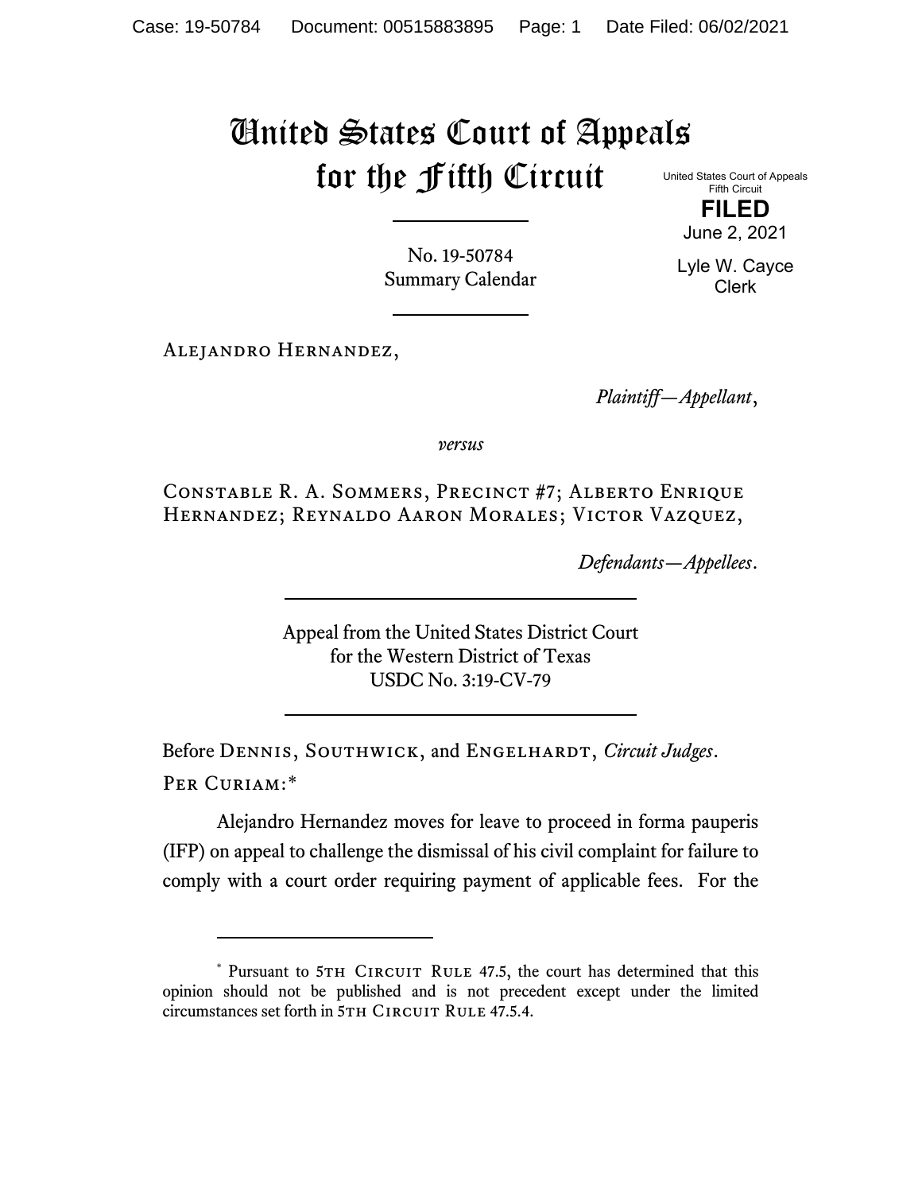# United States Court of Appeals for the Fifth Circuit

United States Court of Appeals
Fifth Circuit

**FILED**

June 2, 2021

Lyle W. Cayce
Clerk

No. 19-50784
Summary Calendar

Alejandro Hernandez,

*Plaintiff—Appellant*,

*versus*

Constable R. A. Sommers, Precinct #7; Alberto Enrique Hernandez; Reynaldo Aaron Morales; Victor Vazquez,

*Defendants—Appellees*.

Appeal from the United States District Court
for the Western District of Texas
USDC No. 3:19-CV-79

Before Dennis, Southwick, and Engelhardt, *Circuit Judges*.

Per Curiam:*

Alejandro Hernandez moves for leave to proceed in forma pauperis (IFP) on appeal to challenge the dismissal of his civil complaint for failure to comply with a court order requiring payment of applicable fees. For the

* Pursuant to 5th Circuit Rule 47.5, the court has determined that this opinion should not be published and is not precedent except under the limited circumstances set forth in 5th Circuit Rule 47.5.4.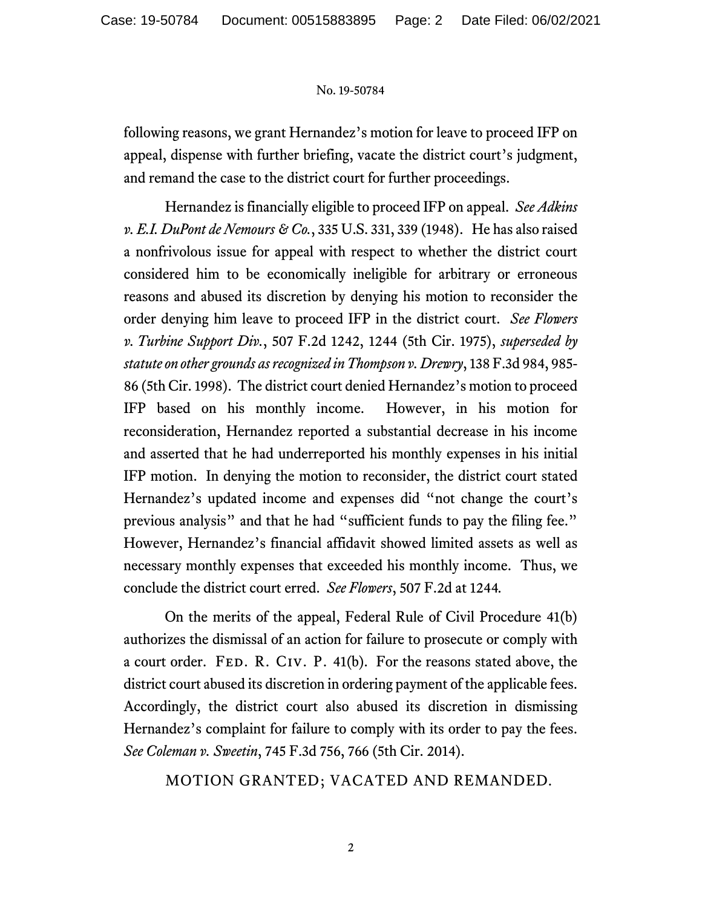following reasons, we grant Hernandez's motion for leave to proceed IFP on appeal, dispense with further briefing, vacate the district court's judgment, and remand the case to the district court for further proceedings.

Hernandez is financially eligible to proceed IFP on appeal. *See Adkins v. E.I. DuPont de Nemours & Co.*, 335 U.S. 331, 339 (1948). He has also raised a nonfrivolous issue for appeal with respect to whether the district court considered him to be economically ineligible for arbitrary or erroneous reasons and abused its discretion by denying his motion to reconsider the order denying him leave to proceed IFP in the district court. *See Flowers v. Turbine Support Div.*, 507 F.2d 1242, 1244 (5th Cir. 1975), *superseded by statute on other grounds as recognized in Thompson v. Drewry*, 138 F.3d 984, 985-86 (5th Cir. 1998). The district court denied Hernandez's motion to proceed IFP based on his monthly income. However, in his motion for reconsideration, Hernandez reported a substantial decrease in his income and asserted that he had underreported his monthly expenses in his initial IFP motion. In denying the motion to reconsider, the district court stated Hernandez's updated income and expenses did "not change the court's previous analysis" and that he had "sufficient funds to pay the filing fee." However, Hernandez's financial affidavit showed limited assets as well as necessary monthly expenses that exceeded his monthly income. Thus, we conclude the district court erred. *See Flowers*, 507 F.2d at 1244.

On the merits of the appeal, Federal Rule of Civil Procedure 41(b) authorizes the dismissal of an action for failure to prosecute or comply with a court order. FED. R. CIV. P. 41(b). For the reasons stated above, the district court abused its discretion in ordering payment of the applicable fees. Accordingly, the district court also abused its discretion in dismissing Hernandez's complaint for failure to comply with its order to pay the fees. *See Coleman v. Sweetin*, 745 F.3d 756, 766 (5th Cir. 2014).

MOTION GRANTED; VACATED AND REMANDED.